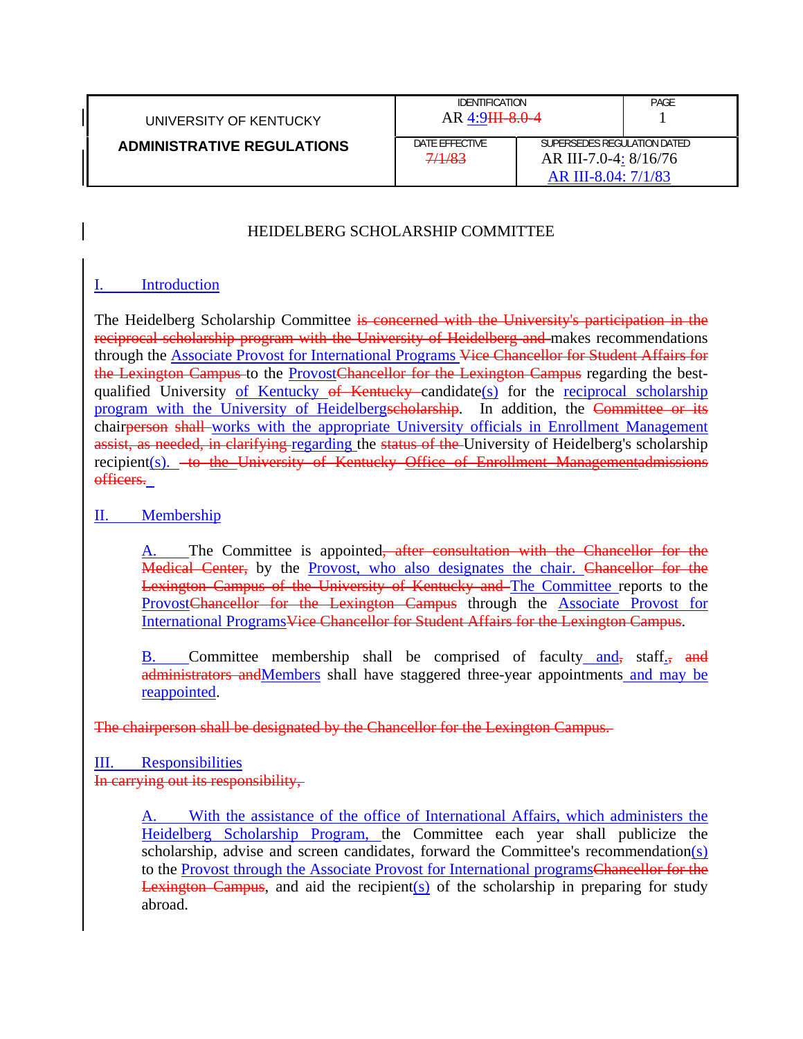| UNIVERSITY OF KENTUCKY **ADMINISTRATIVE REGULATIONS** | IDENTIFICATION AR 4:9~~III-8.0-4~~ | | PAGE 1 |
|---|---|---|---|
| | DATE EFFECTIVE ~~7/1/83~~ | SUPERSEDES REGULATION DATED AR III-7.0-4: 8/16/76 AR III-8.04: 7/1/83 | |

# HEIDELBERG SCHOLARSHIP COMMITTEE

## I. Introduction

The Heidelberg Scholarship Committee ~~is concerned with the University's participation in the reciprocal scholarship program with the University of Heidelberg and~~ makes recommendations through the Associate Provost for International Programs ~~Vice Chancellor for Student Affairs for the Lexington Campus~~ to the Provost~~Chancellor for the Lexington Campus~~ regarding the best-qualified University of Kentucky ~~of Kentucky~~ candidate(s) for the reciprocal scholarship program with the University of Heidelberg~~scholarship~~. In addition, the ~~Committee or its~~ chair~~person~~ ~~shall~~ works with the appropriate University officials in Enrollment Management ~~assist, as needed, in clarifying~~ regarding the ~~status of the~~ University of Heidelberg's scholarship recipient(s). ~~to the University of Kentucky Office of Enrollment Managementadmissions officers.~~

## II. Membership

A. The Committee is appointed~~, after consultation with the Chancellor for the Medical Center,~~ by the Provost, who also designates the chair. ~~Chancellor for the Lexington Campus of the University of Kentucky and~~ The Committee reports to the Provost~~Chancellor for the Lexington Campus~~ through the Associate Provost for International Programs~~Vice Chancellor for Student Affairs for the Lexington Campus~~.

B. Committee membership shall be comprised of faculty and~~,~~ staff.~~,~~ ~~and administrators and~~Members shall have staggered three-year appointments and may be reappointed.

~~The chairperson shall be designated by the Chancellor for the Lexington Campus.~~

## III. Responsibilities

~~In carrying out its responsibility,~~

A. With the assistance of the office of International Affairs, which administers the Heidelberg Scholarship Program, the Committee each year shall publicize the scholarship, advise and screen candidates, forward the Committee's recommendation(s) to the Provost through the Associate Provost for International programs~~Chancellor for the Lexington Campus~~, and aid the recipient(s) of the scholarship in preparing for study abroad.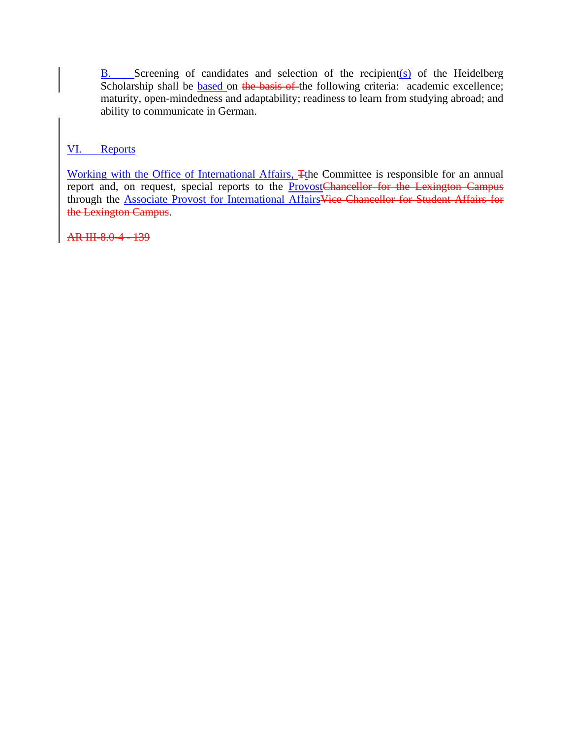B. Screening of candidates and selection of the recipient(s) of the Heidelberg Scholarship shall be based on ~~the basis of~~ the following criteria: academic excellence; maturity, open-mindedness and adaptability; readiness to learn from studying abroad; and ability to communicate in German.

## VI. Reports

Working with the Office of International Affairs, ~~T~~the Committee is responsible for an annual report and, on request, special reports to the Provost~~Chancellor for the Lexington Campus~~ through the Associate Provost for International Affairs~~Vice Chancellor for Student Affairs for the Lexington Campus~~.

~~AR III-8.0-4 - 139~~